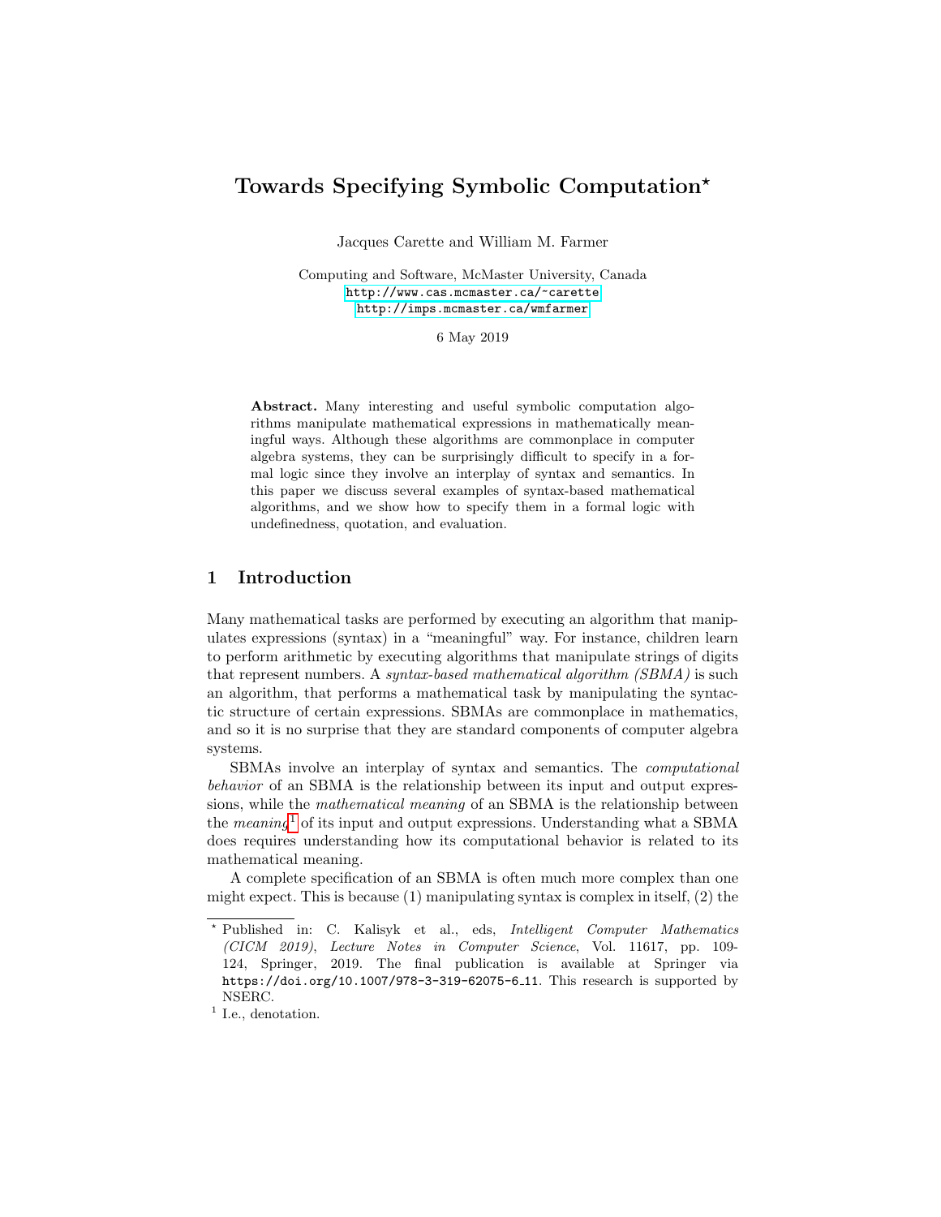# Towards Specifying Symbolic Computation[⋆]

Jacques Carette and William M. Farmer

Computing and Software, McMaster University, Canada
http://www.cas.mcmaster.ca/~carette
http://imps.mcmaster.ca/wmfarmer

6 May 2019

**Abstract.** Many interesting and useful symbolic computation algorithms manipulate mathematical expressions in mathematically meaningful ways. Although these algorithms are commonplace in computer algebra systems, they can be surprisingly difficult to specify in a formal logic since they involve an interplay of syntax and semantics. In this paper we discuss several examples of syntax-based mathematical algorithms, and we show how to specify them in a formal logic with undefinedness, quotation, and evaluation.

## 1 Introduction

Many mathematical tasks are performed by executing an algorithm that manipulates expressions (syntax) in a "meaningful" way. For instance, children learn to perform arithmetic by executing algorithms that manipulate strings of digits that represent numbers. A *syntax-based mathematical algorithm (SBMA)* is such an algorithm, that performs a mathematical task by manipulating the syntactic structure of certain expressions. SBMAs are commonplace in mathematics, and so it is no surprise that they are standard components of computer algebra systems.

SBMAs involve an interplay of syntax and semantics. The *computational behavior* of an SBMA is the relationship between its input and output expressions, while the *mathematical meaning* of an SBMA is the relationship between the *meaning*[1] of its input and output expressions. Understanding what a SBMA does requires understanding how its computational behavior is related to its mathematical meaning.

A complete specification of an SBMA is often much more complex than one might expect. This is because (1) manipulating syntax is complex in itself, (2) the

---

⋆ Published in: C. Kalisyk et al., eds, *Intelligent Computer Mathematics (CICM 2019)*, *Lecture Notes in Computer Science*, Vol. 11617, pp. 109-124, Springer, 2019. The final publication is available at Springer via https://doi.org/10.1007/978-3-319-62075-6_11. This research is supported by NSERC.

[1] I.e., denotation.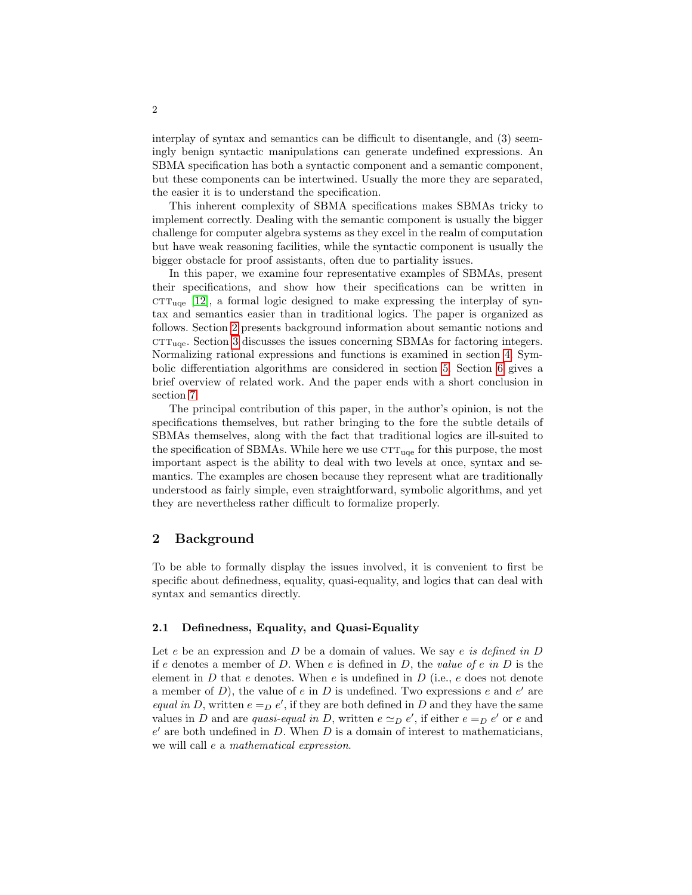interplay of syntax and semantics can be difficult to disentangle, and (3) seemingly benign syntactic manipulations can generate undefined expressions. An SBMA specification has both a syntactic component and a semantic component, but these components can be intertwined. Usually the more they are separated, the easier it is to understand the specification.

This inherent complexity of SBMA specifications makes SBMAs tricky to implement correctly. Dealing with the semantic component is usually the bigger challenge for computer algebra systems as they excel in the realm of computation but have weak reasoning facilities, while the syntactic component is usually the bigger obstacle for proof assistants, often due to partiality issues.

In this paper, we examine four representative examples of SBMAs, present their specifications, and show how their specifications can be written in $\mathrm{CTT}_{\mathrm{uqe}}$ [12], a formal logic designed to make expressing the interplay of syntax and semantics easier than in traditional logics. The paper is organized as follows. Section 2 presents background information about semantic notions and $\mathrm{CTT}_{\mathrm{uqe}}$. Section 3 discusses the issues concerning SBMAs for factoring integers. Normalizing rational expressions and functions is examined in section 4. Symbolic differentiation algorithms are considered in section 5. Section 6 gives a brief overview of related work. And the paper ends with a short conclusion in section 7.

The principal contribution of this paper, in the author's opinion, is not the specifications themselves, but rather bringing to the fore the subtle details of SBMAs themselves, along with the fact that traditional logics are ill-suited to the specification of SBMAs. While here we use $\mathrm{CTT}_{\mathrm{uqe}}$ for this purpose, the most important aspect is the ability to deal with two levels at once, syntax and semantics. The examples are chosen because they represent what are traditionally understood as fairly simple, even straightforward, symbolic algorithms, and yet they are nevertheless rather difficult to formalize properly.

## 2 Background

To be able to formally display the issues involved, it is convenient to first be specific about definedness, equality, quasi-equality, and logics that can deal with syntax and semantics directly.

### 2.1 Definedness, Equality, and Quasi-Equality

Let $e$ be an expression and $D$ be a domain of values. We say *$e$ is defined in $D$* if $e$ denotes a member of $D$. When $e$ is defined in $D$, the *value of $e$ in $D$* is the element in $D$ that $e$ denotes. When $e$ is undefined in $D$ (i.e., $e$ does not denote a member of $D$), the value of $e$ in $D$ is undefined. Two expressions $e$ and $e'$ are *equal in $D$*, written $e =_D e'$, if they are both defined in $D$ and they have the same values in $D$ and are *quasi-equal in $D$*, written $e \simeq_D e'$, if either $e =_D e'$ or $e$ and $e'$ are both undefined in $D$. When $D$ is a domain of interest to mathematicians, we will call $e$ a *mathematical expression*.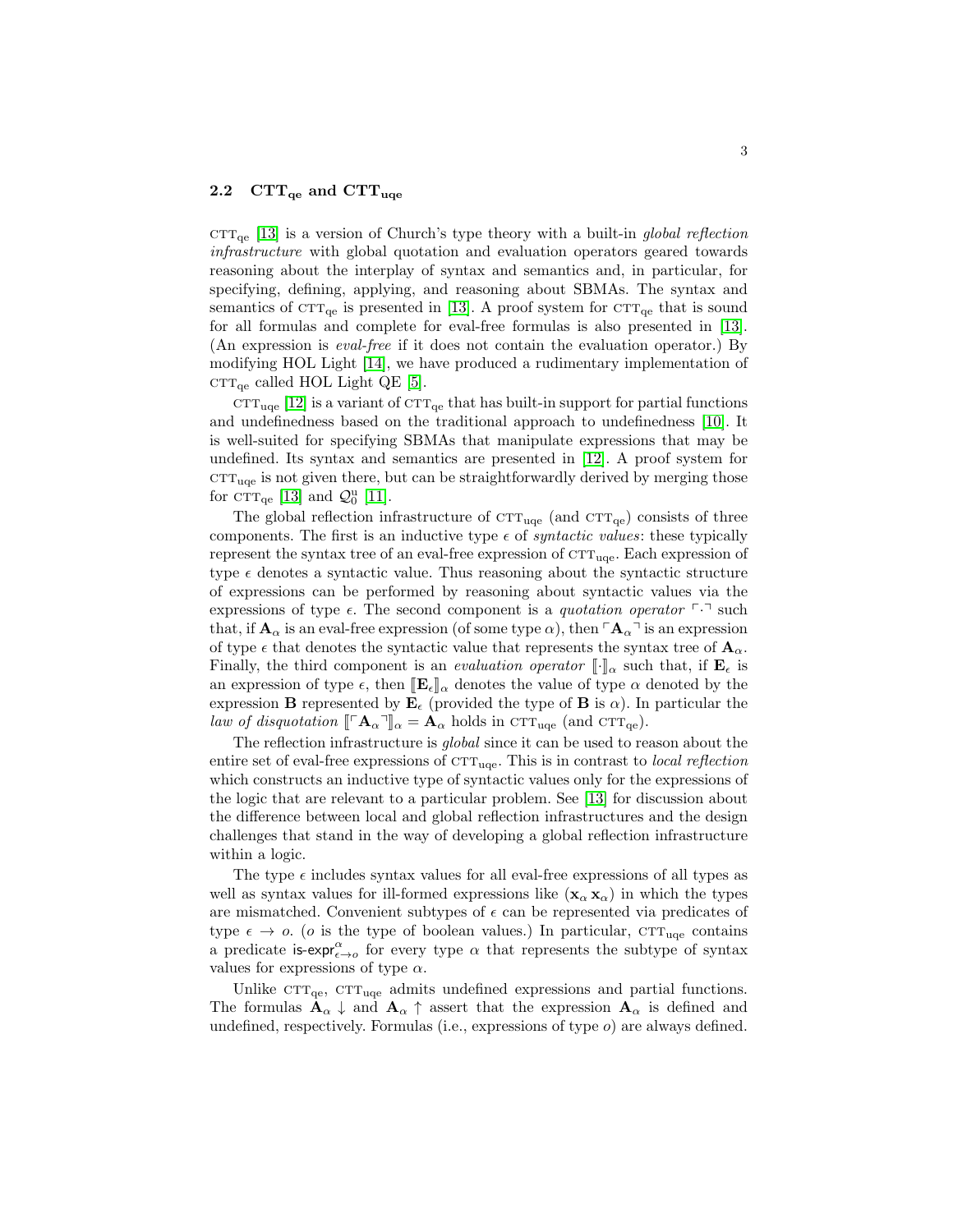### 2.2 CTT$_{\mathrm{qe}}$ and CTT$_{\mathrm{uqe}}$

CTT$_{\mathrm{qe}}$ [13] is a version of Church's type theory with a built-in *global reflection infrastructure* with global quotation and evaluation operators geared towards reasoning about the interplay of syntax and semantics and, in particular, for specifying, defining, applying, and reasoning about SBMAs. The syntax and semantics of CTT$_{\mathrm{qe}}$ is presented in [13]. A proof system for CTT$_{\mathrm{qe}}$ that is sound for all formulas and complete for eval-free formulas is also presented in [13]. (An expression is *eval-free* if it does not contain the evaluation operator.) By modifying HOL Light [14], we have produced a rudimentary implementation of CTT$_{\mathrm{qe}}$ called HOL Light QE [5].

CTT$_{\mathrm{uqe}}$ [12] is a variant of CTT$_{\mathrm{qe}}$ that has built-in support for partial functions and undefinedness based on the traditional approach to undefinedness [10]. It is well-suited for specifying SBMAs that manipulate expressions that may be undefined. Its syntax and semantics are presented in [12]. A proof system for CTT$_{\mathrm{uqe}}$ is not given there, but can be straightforwardly derived by merging those for CTT$_{\mathrm{qe}}$ [13] and $\mathcal{Q}_0^{\mathrm{u}}$ [11].

The global reflection infrastructure of CTT$_{\mathrm{uqe}}$ (and CTT$_{\mathrm{qe}}$) consists of three components. The first is an inductive type $\epsilon$ of *syntactic values*: these typically represent the syntax tree of an eval-free expression of CTT$_{\mathrm{uqe}}$. Each expression of type $\epsilon$ denotes a syntactic value. Thus reasoning about the syntactic structure of expressions can be performed by reasoning about syntactic values via the expressions of type $\epsilon$. The second component is a *quotation operator* $\ulcorner \cdot \urcorner$ such that, if $\mathbf{A}_\alpha$ is an eval-free expression (of some type $\alpha$), then $\ulcorner \mathbf{A}_\alpha \urcorner$ is an expression of type $\epsilon$ that denotes the syntactic value that represents the syntax tree of $\mathbf{A}_\alpha$. Finally, the third component is an *evaluation operator* $[\![\cdot]\!]_\alpha$ such that, if $\mathbf{E}_\epsilon$ is an expression of type $\epsilon$, then $[\![\mathbf{E}_\epsilon]\!]_\alpha$ denotes the value of type $\alpha$ denoted by the expression $\mathbf{B}$ represented by $\mathbf{E}_\epsilon$ (provided the type of $\mathbf{B}$ is $\alpha$). In particular the *law of disquotation* $[\![\ulcorner \mathbf{A}_\alpha \urcorner]\!]_\alpha = \mathbf{A}_\alpha$ holds in CTT$_{\mathrm{uqe}}$ (and CTT$_{\mathrm{qe}}$).

The reflection infrastructure is *global* since it can be used to reason about the entire set of eval-free expressions of CTT$_{\mathrm{uqe}}$. This is in contrast to *local reflection* which constructs an inductive type of syntactic values only for the expressions of the logic that are relevant to a particular problem. See [13] for discussion about the difference between local and global reflection infrastructures and the design challenges that stand in the way of developing a global reflection infrastructure within a logic.

The type $\epsilon$ includes syntax values for all eval-free expressions of all types as well as syntax values for ill-formed expressions like $(\mathbf{x}_\alpha \, \mathbf{x}_\alpha)$ in which the types are mismatched. Convenient subtypes of $\epsilon$ can be represented via predicates of type $\epsilon \rightarrow o$. ($o$ is the type of boolean values.) In particular, CTT$_{\mathrm{uqe}}$ contains a predicate $\mathsf{is\text{-}expr}^{\alpha}_{\epsilon \rightarrow o}$ for every type $\alpha$ that represents the subtype of syntax values for expressions of type $\alpha$.

Unlike CTT$_{\mathrm{qe}}$, CTT$_{\mathrm{uqe}}$ admits undefined expressions and partial functions. The formulas $\mathbf{A}_\alpha \downarrow$ and $\mathbf{A}_\alpha \uparrow$ assert that the expression $\mathbf{A}_\alpha$ is defined and undefined, respectively. Formulas (i.e., expressions of type $o$) are always defined.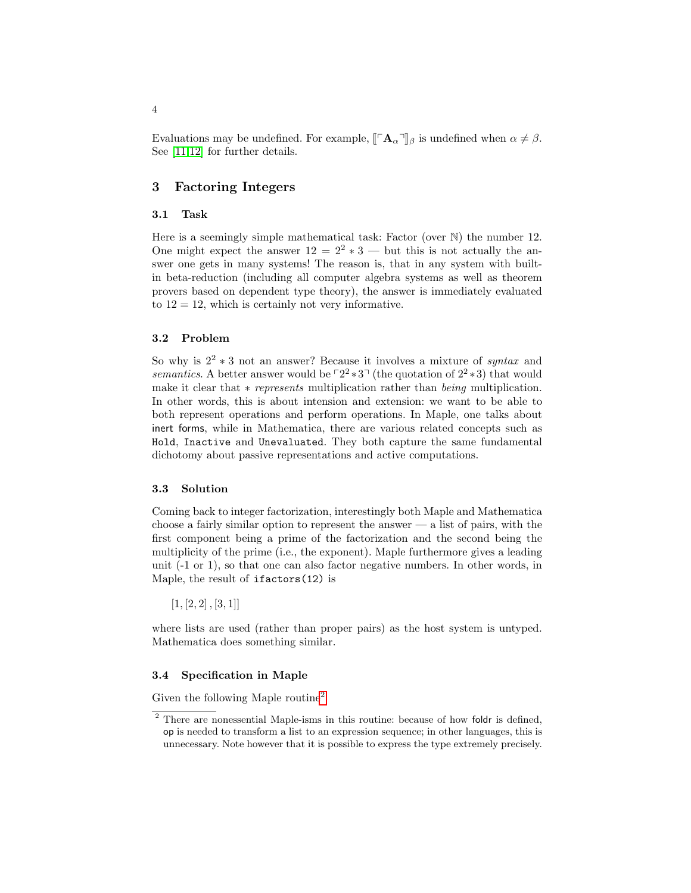Evaluations may be undefined. For example, $[\![\ulcorner \mathbf{A}_\alpha \urcorner]\!]_\beta$ is undefined when $\alpha \neq \beta$. See [11,12] for further details.

## 3 Factoring Integers

### 3.1 Task

Here is a seemingly simple mathematical task: Factor (over $\mathbb{N}$) the number 12. One might expect the answer $12 = 2^2 * 3$ — but this is not actually the answer one gets in many systems! The reason is, that in any system with built-in beta-reduction (including all computer algebra systems as well as theorem provers based on dependent type theory), the answer is immediately evaluated to $12 = 12$, which is certainly not very informative.

### 3.2 Problem

So why is $2^2 * 3$ not an answer? Because it involves a mixture of *syntax* and *semantics*. A better answer would be $\ulcorner 2^2 * 3 \urcorner$ (the quotation of $2^2 * 3$) that would make it clear that $*$ *represents* multiplication rather than *being* multiplication. In other words, this is about intension and extension: we want to be able to both represent operations and perform operations. In Maple, one talks about inert forms, while in Mathematica, there are various related concepts such as `Hold`, `Inactive` and `Unevaluated`. They both capture the same fundamental dichotomy about passive representations and active computations.

### 3.3 Solution

Coming back to integer factorization, interestingly both Maple and Mathematica choose a fairly similar option to represent the answer — a list of pairs, with the first component being a prime of the factorization and the second being the multiplicity of the prime (i.e., the exponent). Maple furthermore gives a leading unit (-1 or 1), so that one can also factor negative numbers. In other words, in Maple, the result of `ifactors(12)` is

$$[1, [2, 2], [3, 1]]$$

where lists are used (rather than proper pairs) as the host system is untyped. Mathematica does something similar.

### 3.4 Specification in Maple

Given the following Maple routine[2]

[2] There are nonessential Maple-isms in this routine: because of how foldr is defined, op is needed to transform a list to an expression sequence; in other languages, this is unnecessary. Note however that it is possible to express the type extremely precisely.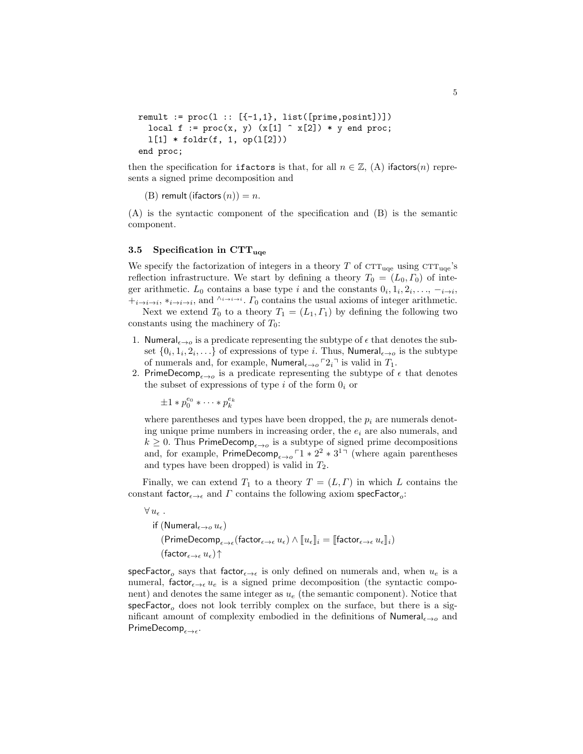```
remult := proc(l :: [{-1,1}, list([prime,posint])])
  local f := proc(x, y) (x[1] ^ x[2]) * y end proc;
  l[1] * foldr(f, 1, op(l[2]))
end proc;
```

then the specification for `ifactors` is that, for all $n \in \mathbb{Z}$, (A) $\mathsf{ifactors}(n)$ represents a signed prime decomposition and

(B) $\mathsf{remult}\,(\mathsf{ifactors}\,(n)) = n$.

(A) is the syntactic component of the specification and (B) is the semantic component.

### 3.5 Specification in CTT$_{\text{uqe}}$

We specify the factorization of integers in a theory $T$ of CTT$_{\text{uqe}}$ using CTT$_{\text{uqe}}$'s reflection infrastructure. We start by defining a theory $T_0 = (L_0, \Gamma_0)$ of integer arithmetic. $L_0$ contains a base type $i$ and the constants $0_i, 1_i, 2_i, \ldots$, $-_{i \to i}$, $+_{i \to i \to i}$, $*_{i \to i \to i}$, and $\wedge_{i \to i \to i}$. $\Gamma_0$ contains the usual axioms of integer arithmetic.

Next we extend $T_0$ to a theory $T_1 = (L_1, \Gamma_1)$ by defining the following two constants using the machinery of $T_0$:

1. $\mathsf{Numeral}_{\epsilon \to o}$ is a predicate representing the subtype of $\epsilon$ that denotes the subset $\{0_i, 1_i, 2_i, \ldots\}$ of expressions of type $i$. Thus, $\mathsf{Numeral}_{\epsilon \to o}$ is the subtype of numerals and, for example, $\mathsf{Numeral}_{\epsilon \to o} \ulcorner 2_i \urcorner$ is valid in $T_1$.
2. $\mathsf{PrimeDecomp}_{\epsilon \to o}$ is a predicate representing the subtype of $\epsilon$ that denotes the subset of expressions of type $i$ of the form $0_i$ or

   $$\pm 1 * p_0^{e_0} * \cdots * p_k^{e_k}$$

   where parentheses and types have been dropped, the $p_i$ are numerals denoting unique prime numbers in increasing order, the $e_i$ are also numerals, and $k \geq 0$. Thus $\mathsf{PrimeDecomp}_{\epsilon \to o}$ is a subtype of signed prime decompositions and, for example, $\mathsf{PrimeDecomp}_{\epsilon \to o} \ulcorner 1 * 2^2 * 3^1 \urcorner$ (where again parentheses and types have been dropped) is valid in $T_2$.

Finally, we can extend $T_1$ to a theory $T = (L, \Gamma)$ in which $L$ contains the constant $\mathsf{factor}_{\epsilon \to \epsilon}$ and $\Gamma$ contains the following axiom $\mathsf{specFactor}_o$:

$$
\begin{array}{l}
\forall\, u_\epsilon\ . \\
\quad \mathsf{if}\ (\mathsf{Numeral}_{\epsilon \to o}\, u_\epsilon) \\
\quad\quad (\mathsf{PrimeDecomp}_{\epsilon \to \epsilon}(\mathsf{factor}_{\epsilon \to \epsilon}\, u_\epsilon) \wedge [\![ u_\epsilon ]\!]_i = [\![ \mathsf{factor}_{\epsilon \to \epsilon}\, u_\epsilon ]\!]_i) \\
\quad\quad (\mathsf{factor}_{\epsilon \to \epsilon}\, u_\epsilon)\!\uparrow
\end{array}
$$

$\mathsf{specFactor}_o$ says that $\mathsf{factor}_{\epsilon \to \epsilon}$ is only defined on numerals and, when $u_e$ is a numeral, $\mathsf{factor}_{\epsilon \to \epsilon}\, u_\epsilon$ is a signed prime decomposition (the syntactic component) and denotes the same integer as $u_\epsilon$ (the semantic component). Notice that $\mathsf{specFactor}_o$ does not look terribly complex on the surface, but there is a significant amount of complexity embodied in the definitions of $\mathsf{Numeral}_{\epsilon \to o}$ and $\mathsf{PrimeDecomp}_{\epsilon \to \epsilon}$.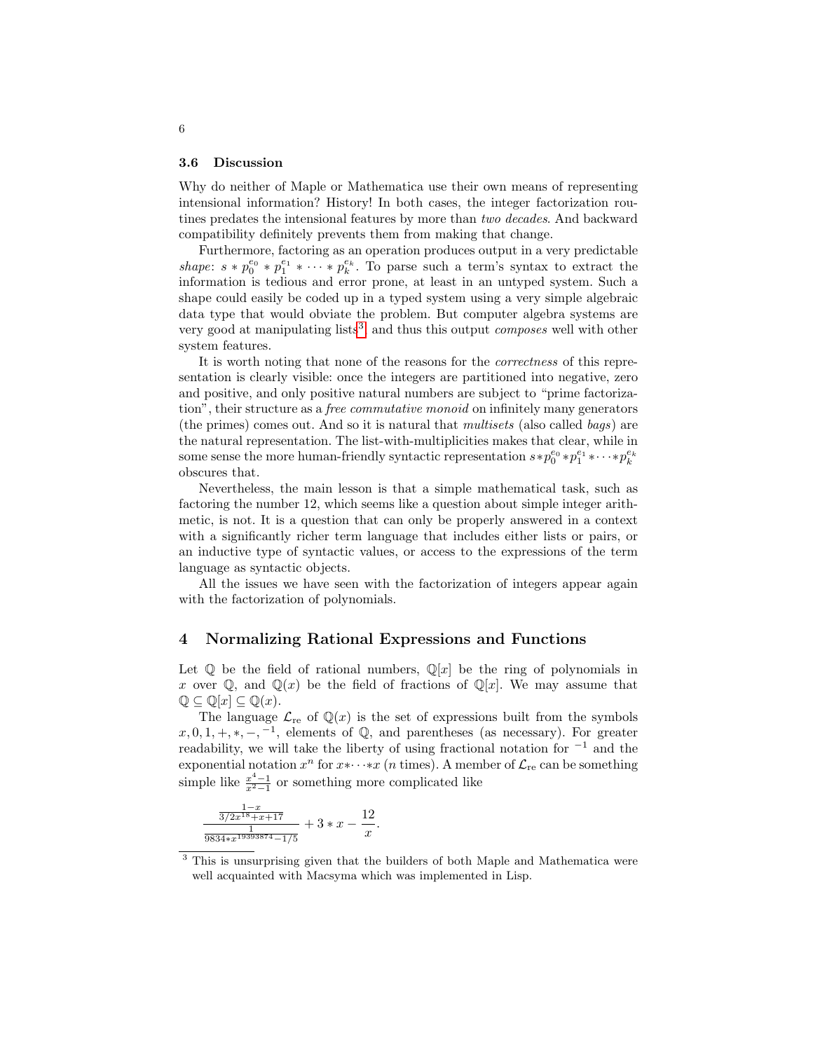### 3.6 Discussion

Why do neither of Maple or Mathematica use their own means of representing intensional information? History! In both cases, the integer factorization routines predates the intensional features by more than *two decades*. And backward compatibility definitely prevents them from making that change.

Furthermore, factoring as an operation produces output in a very predictable *shape*: $s * p_0^{e_0} * p_1^{e_1} * \cdots * p_k^{e_k}$. To parse such a term's syntax to extract the information is tedious and error prone, at least in an untyped system. Such a shape could easily be coded up in a typed system using a very simple algebraic data type that would obviate the problem. But computer algebra systems are very good at manipulating lists[3] and thus this output *composes* well with other system features.

It is worth noting that none of the reasons for the *correctness* of this representation is clearly visible: once the integers are partitioned into negative, zero and positive, and only positive natural numbers are subject to "prime factorization", their structure as a *free commutative monoid* on infinitely many generators (the primes) comes out. And so it is natural that *multisets* (also called *bags*) are the natural representation. The list-with-multiplicities makes that clear, while in some sense the more human-friendly syntactic representation $s * p_0^{e_0} * p_1^{e_1} * \cdots * p_k^{e_k}$ obscures that.

Nevertheless, the main lesson is that a simple mathematical task, such as factoring the number 12, which seems like a question about simple integer arithmetic, is not. It is a question that can only be properly answered in a context with a significantly richer term language that includes either lists or pairs, or an inductive type of syntactic values, or access to the expressions of the term language as syntactic objects.

All the issues we have seen with the factorization of integers appear again with the factorization of polynomials.

## 4 Normalizing Rational Expressions and Functions

Let $\mathbb{Q}$ be the field of rational numbers, $\mathbb{Q}[x]$ be the ring of polynomials in $x$ over $\mathbb{Q}$, and $\mathbb{Q}(x)$ be the field of fractions of $\mathbb{Q}[x]$. We may assume that $\mathbb{Q} \subseteq \mathbb{Q}[x] \subseteq \mathbb{Q}(x)$.

The language $\mathcal{L}_{\mathrm{re}}$ of $\mathbb{Q}(x)$ is the set of expressions built from the symbols $x, 0, 1, +, *, -, ^{-1}$, elements of $\mathbb{Q}$, and parentheses (as necessary). For greater readability, we will take the liberty of using fractional notation for $^{-1}$ and the exponential notation $x^n$ for $x * \cdots * x$ ($n$ times). A member of $\mathcal{L}_{\mathrm{re}}$ can be something simple like $\frac{x^4-1}{x^2-1}$ or something more complicated like

$$\frac{\frac{1-x}{3/2x^{18}+x+17}}{\frac{1}{9834*x^{19393874}-1/5}} + 3 * x - \frac{12}{x}.$$

[3] This is unsurprising given that the builders of both Maple and Mathematica were well acquainted with Macsyma which was implemented in Lisp.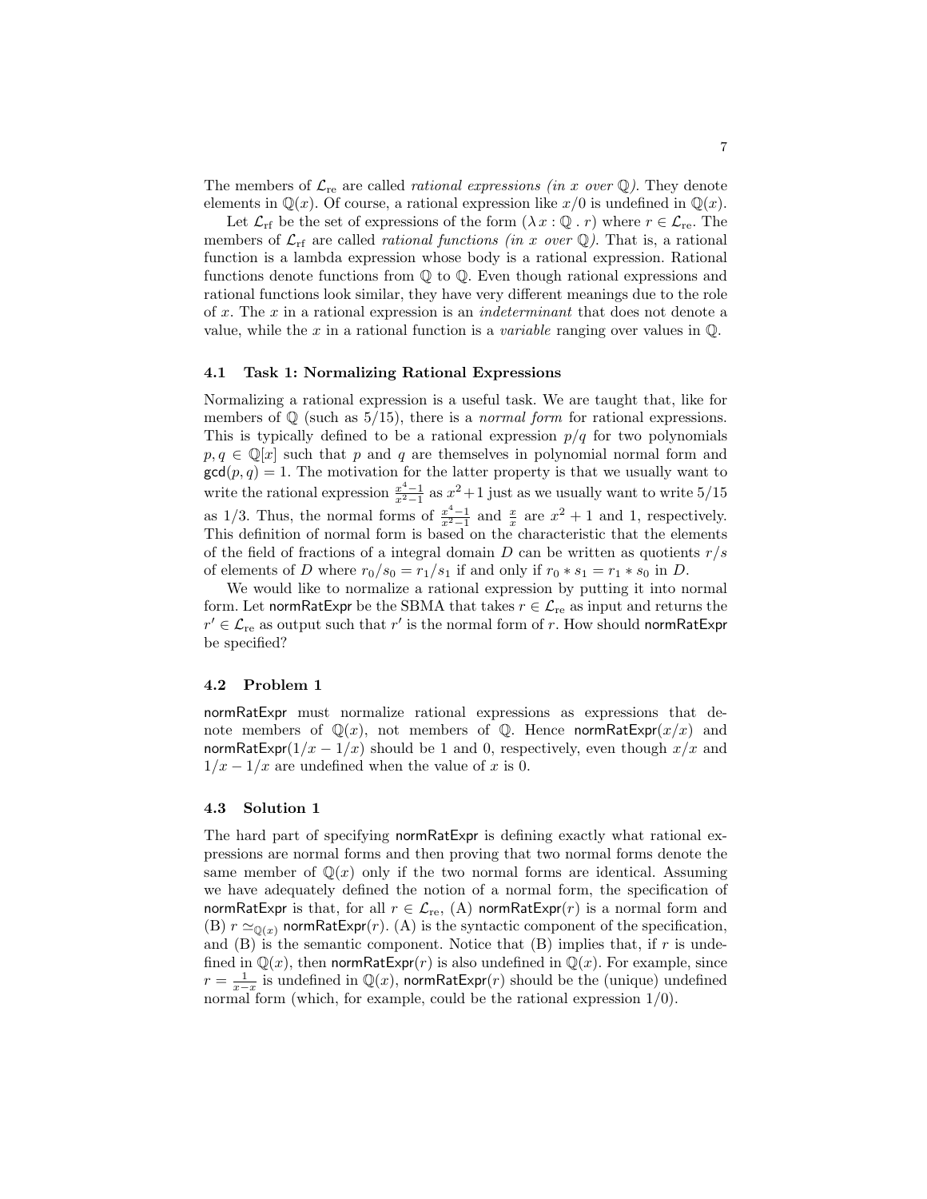The members of $\mathcal{L}_{\text{re}}$ are called *rational expressions (in $x$ over $\mathbb{Q}$)*. They denote elements in $\mathbb{Q}(x)$. Of course, a rational expression like $x/0$ is undefined in $\mathbb{Q}(x)$.

Let $\mathcal{L}_{\text{rf}}$ be the set of expressions of the form $(\lambda\, x : \mathbb{Q}\, .\, r)$ where $r \in \mathcal{L}_{\text{re}}$. The members of $\mathcal{L}_{\text{rf}}$ are called *rational functions (in $x$ over $\mathbb{Q}$)*. That is, a rational function is a lambda expression whose body is a rational expression. Rational functions denote functions from $\mathbb{Q}$ to $\mathbb{Q}$. Even though rational expressions and rational functions look similar, they have very different meanings due to the role of $x$. The $x$ in a rational expression is an *indeterminant* that does not denote a value, while the $x$ in a rational function is a *variable* ranging over values in $\mathbb{Q}$.

### 4.1 Task 1: Normalizing Rational Expressions

Normalizing a rational expression is a useful task. We are taught that, like for members of $\mathbb{Q}$ (such as 5/15), there is a *normal form* for rational expressions. This is typically defined to be a rational expression $p/q$ for two polynomials $p, q \in \mathbb{Q}[x]$ such that $p$ and $q$ are themselves in polynomial normal form and $\mathsf{gcd}(p, q) = 1$. The motivation for the latter property is that we usually want to write the rational expression $\frac{x^4-1}{x^2-1}$ as $x^2+1$ just as we usually want to write 5/15 as 1/3. Thus, the normal forms of $\frac{x^4-1}{x^2-1}$ and $\frac{x}{x}$ are $x^2 + 1$ and 1, respectively. This definition of normal form is based on the characteristic that the elements of the field of fractions of a integral domain $D$ can be written as quotients $r/s$ of elements of $D$ where $r_0/s_0 = r_1/s_1$ if and only if $r_0 * s_1 = r_1 * s_0$ in $D$.

We would like to normalize a rational expression by putting it into normal form. Let $\mathsf{normRatExpr}$ be the SBMA that takes $r \in \mathcal{L}_{\text{re}}$ as input and returns the $r' \in \mathcal{L}_{\text{re}}$ as output such that $r'$ is the normal form of $r$. How should $\mathsf{normRatExpr}$ be specified?

### 4.2 Problem 1

$\mathsf{normRatExpr}$ must normalize rational expressions as expressions that denote members of $\mathbb{Q}(x)$, not members of $\mathbb{Q}$. Hence $\mathsf{normRatExpr}(x/x)$ and $\mathsf{normRatExpr}(1/x - 1/x)$ should be 1 and 0, respectively, even though $x/x$ and $1/x - 1/x$ are undefined when the value of $x$ is 0.

### 4.3 Solution 1

The hard part of specifying $\mathsf{normRatExpr}$ is defining exactly what rational expressions are normal forms and then proving that two normal forms denote the same member of $\mathbb{Q}(x)$ only if the two normal forms are identical. Assuming we have adequately defined the notion of a normal form, the specification of $\mathsf{normRatExpr}$ is that, for all $r \in \mathcal{L}_{\text{re}}$, (A) $\mathsf{normRatExpr}(r)$ is a normal form and (B) $r \simeq_{\mathbb{Q}(x)} \mathsf{normRatExpr}(r)$. (A) is the syntactic component of the specification, and (B) is the semantic component. Notice that (B) implies that, if $r$ is undefined in $\mathbb{Q}(x)$, then $\mathsf{normRatExpr}(r)$ is also undefined in $\mathbb{Q}(x)$. For example, since $r = \frac{1}{x-x}$ is undefined in $\mathbb{Q}(x)$, $\mathsf{normRatExpr}(r)$ should be the (unique) undefined normal form (which, for example, could be the rational expression $1/0$).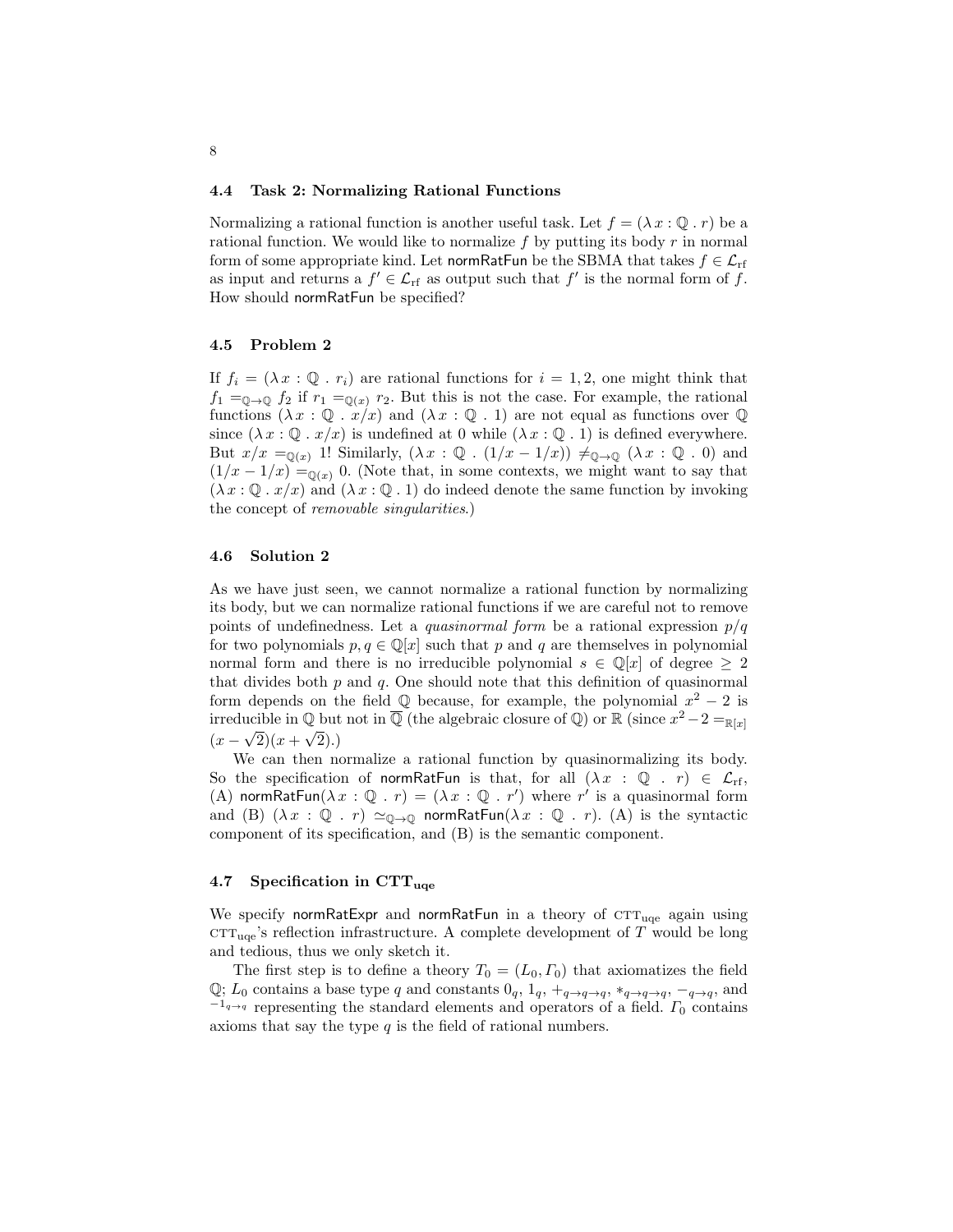### 4.4 Task 2: Normalizing Rational Functions

Normalizing a rational function is another useful task. Let $f = (\lambda\, x : \mathbb{Q}\, .\, r)$ be a rational function. We would like to normalize $f$ by putting its body $r$ in normal form of some appropriate kind. Let $\mathsf{normRatFun}$ be the SBMA that takes $f \in \mathcal{L}_{\mathrm{rf}}$ as input and returns a $f' \in \mathcal{L}_{\mathrm{rf}}$ as output such that $f'$ is the normal form of $f$. How should $\mathsf{normRatFun}$ be specified?

### 4.5 Problem 2

If $f_i = (\lambda\, x : \mathbb{Q}\, .\, r_i)$ are rational functions for $i = 1, 2$, one might think that $f_1 =_{\mathbb{Q}\to\mathbb{Q}} f_2$ if $r_1 =_{\mathbb{Q}(x)} r_2$. But this is not the case. For example, the rational functions $(\lambda\, x : \mathbb{Q}\, .\, x/x)$ and $(\lambda\, x : \mathbb{Q}\, .\, 1)$ are not equal as functions over $\mathbb{Q}$ since $(\lambda\, x : \mathbb{Q}\, .\, x/x)$ is undefined at 0 while $(\lambda\, x : \mathbb{Q}\, .\, 1)$ is defined everywhere. But $x/x =_{\mathbb{Q}(x)} 1$! Similarly, $(\lambda\, x : \mathbb{Q}\, .\, (1/x - 1/x)) \neq_{\mathbb{Q}\to\mathbb{Q}} (\lambda\, x : \mathbb{Q}\, .\, 0)$ and $(1/x - 1/x) =_{\mathbb{Q}(x)} 0$. (Note that, in some contexts, we might want to say that $(\lambda\, x : \mathbb{Q}\, .\, x/x)$ and $(\lambda\, x : \mathbb{Q}\, .\, 1)$ do indeed denote the same function by invoking the concept of *removable singularities*.)

### 4.6 Solution 2

As we have just seen, we cannot normalize a rational function by normalizing its body, but we can normalize rational functions if we are careful not to remove points of undefinedness. Let a *quasinormal form* be a rational expression $p/q$ for two polynomials $p, q \in \mathbb{Q}[x]$ such that $p$ and $q$ are themselves in polynomial normal form and there is no irreducible polynomial $s \in \mathbb{Q}[x]$ of degree $\geq 2$ that divides both $p$ and $q$. One should note that this definition of quasinormal form depends on the field $\mathbb{Q}$ because, for example, the polynomial $x^2 - 2$ is irreducible in $\mathbb{Q}$ but not in $\overline{\mathbb{Q}}$ (the algebraic closure of $\mathbb{Q}$) or $\mathbb{R}$ (since $x^2 - 2 =_{\mathbb{R}[x]} (x - \sqrt{2})(x + \sqrt{2})$.)

We can then normalize a rational function by quasinormalizing its body. So the specification of $\mathsf{normRatFun}$ is that, for all $(\lambda\, x : \mathbb{Q}\, .\, r) \in \mathcal{L}_{\mathrm{rf}}$, (A) $\mathsf{normRatFun}(\lambda\, x : \mathbb{Q}\, .\, r) = (\lambda\, x : \mathbb{Q}\, .\, r')$ where $r'$ is a quasinormal form and (B) $(\lambda\, x : \mathbb{Q}\, .\, r) \simeq_{\mathbb{Q}\to\mathbb{Q}} \mathsf{normRatFun}(\lambda\, x : \mathbb{Q}\, .\, r)$. (A) is the syntactic component of its specification, and (B) is the semantic component.

### 4.7 Specification in $\mathbf{CTT_{uqe}}$

We specify $\mathsf{normRatExpr}$ and $\mathsf{normRatFun}$ in a theory of $\mathrm{CTT_{uqe}}$ again using $\mathrm{CTT_{uqe}}$'s reflection infrastructure. A complete development of $T$ would be long and tedious, thus we only sketch it.

The first step is to define a theory $T_0 = (L_0, \Gamma_0)$ that axiomatizes the field $\mathbb{Q}$; $L_0$ contains a base type $q$ and constants $0_q$, $1_q$, $+_{q\to q\to q}$, $*_{q\to q\to q}$, $-_{q\to q}$, and ${}^{-1}{}_{q\to q}$ representing the standard elements and operators of a field. $\Gamma_0$ contains axioms that say the type $q$ is the field of rational numbers.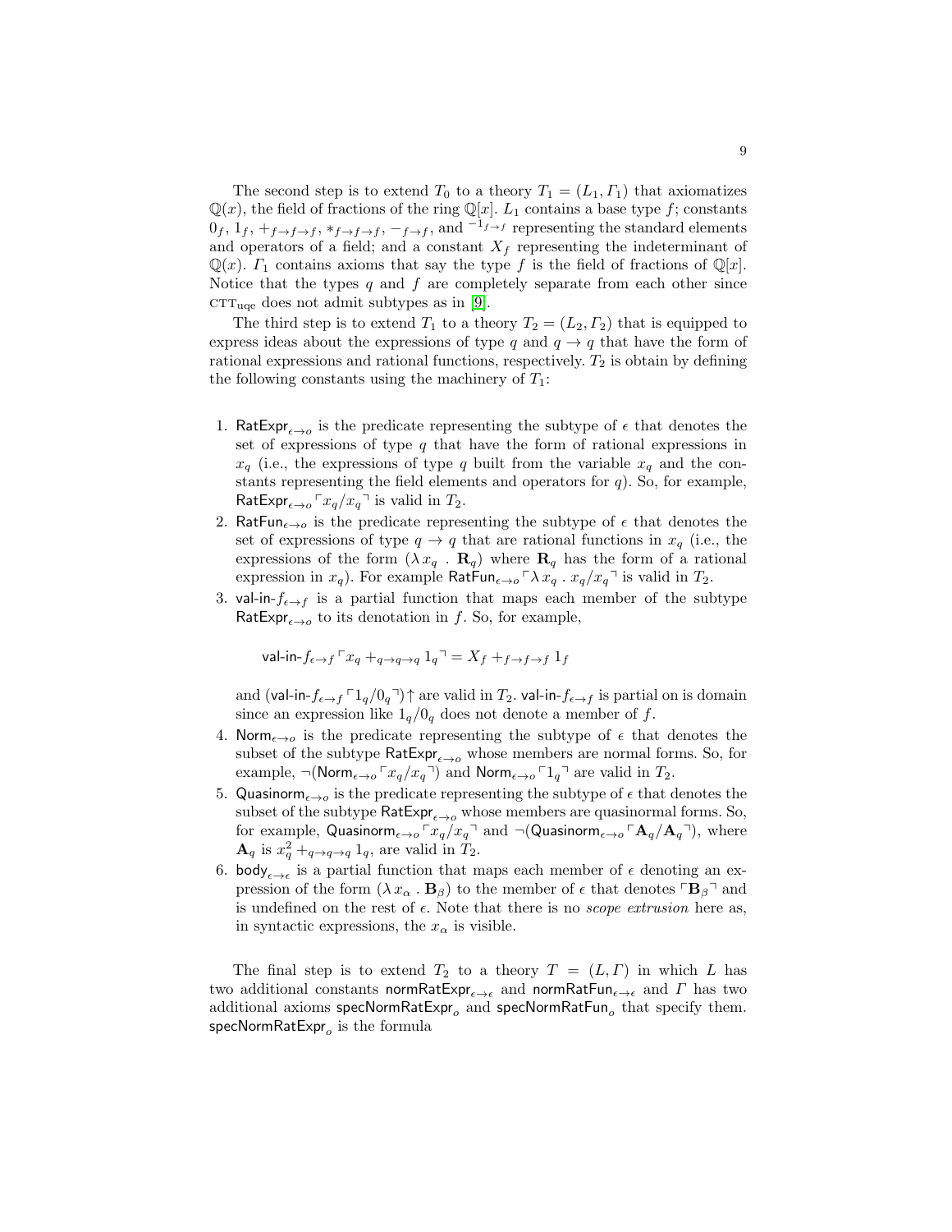The second step is to extend $T_0$ to a theory $T_1 = (L_1, \Gamma_1)$ that axiomatizes $\mathbb{Q}(x)$, the field of fractions of the ring $\mathbb{Q}[x]$. $L_1$ contains a base type $f$; constants $0_f$, $1_f$, $+_{f \rightarrow f \rightarrow f}$, $*_{f \rightarrow f \rightarrow f}$, $-_{f \rightarrow f}$, and $^{-1}{}_{f \rightarrow f}$ representing the standard elements and operators of a field; and a constant $X_f$ representing the indeterminant of $\mathbb{Q}(x)$. $\Gamma_1$ contains axioms that say the type $f$ is the field of fractions of $\mathbb{Q}[x]$. Notice that the types $q$ and $f$ are completely separate from each other since $\text{CTT}_{\text{uqe}}$ does not admit subtypes as in [9].

The third step is to extend $T_1$ to a theory $T_2 = (L_2, \Gamma_2)$ that is equipped to express ideas about the expressions of type $q$ and $q \rightarrow q$ that have the form of rational expressions and rational functions, respectively. $T_2$ is obtain by defining the following constants using the machinery of $T_1$:

1. $\mathsf{RatExpr}_{\epsilon \rightarrow o}$ is the predicate representing the subtype of $\epsilon$ that denotes the set of expressions of type $q$ that have the form of rational expressions in $x_q$ (i.e., the expressions of type $q$ built from the variable $x_q$ and the constants representing the field elements and operators for $q$). So, for example, $\mathsf{RatExpr}_{\epsilon \rightarrow o} \ulcorner x_q / x_q \urcorner$ is valid in $T_2$.
2. $\mathsf{RatFun}_{\epsilon \rightarrow o}$ is the predicate representing the subtype of $\epsilon$ that denotes the set of expressions of type $q \rightarrow q$ that are rational functions in $x_q$ (i.e., the expressions of the form $(\lambda\, x_q \,.\, \mathbf{R}_q)$ where $\mathbf{R}_q$ has the form of a rational expression in $x_q$). For example $\mathsf{RatFun}_{\epsilon \rightarrow o} \ulcorner \lambda\, x_q \,.\, x_q / x_q \urcorner$ is valid in $T_2$.
3. $\mathsf{val\text{-}in\text{-}}f_{\epsilon \rightarrow f}$ is a partial function that maps each member of the subtype $\mathsf{RatExpr}_{\epsilon \rightarrow o}$ to its denotation in $f$. So, for example,

$$\mathsf{val\text{-}in\text{-}}f_{\epsilon \rightarrow f} \ulcorner x_q +_{q \rightarrow q \rightarrow q} 1_q \urcorner = X_f +_{f \rightarrow f \rightarrow f} 1_f$$

and $(\mathsf{val\text{-}in\text{-}}f_{\epsilon \rightarrow f} \ulcorner 1_q / 0_q \urcorner)\!\uparrow$ are valid in $T_2$. $\mathsf{val\text{-}in\text{-}}f_{\epsilon \rightarrow f}$ is partial on is domain since an expression like $1_q / 0_q$ does not denote a member of $f$.
4. $\mathsf{Norm}_{\epsilon \rightarrow o}$ is the predicate representing the subtype of $\epsilon$ that denotes the subset of the subtype $\mathsf{RatExpr}_{\epsilon \rightarrow o}$ whose members are normal forms. So, for example, $\neg(\mathsf{Norm}_{\epsilon \rightarrow o} \ulcorner x_q / x_q \urcorner)$ and $\mathsf{Norm}_{\epsilon \rightarrow o} \ulcorner 1_q \urcorner$ are valid in $T_2$.
5. $\mathsf{Quasinorm}_{\epsilon \rightarrow o}$ is the predicate representing the subtype of $\epsilon$ that denotes the subset of the subtype $\mathsf{RatExpr}_{\epsilon \rightarrow o}$ whose members are quasinormal forms. So, for example, $\mathsf{Quasinorm}_{\epsilon \rightarrow o} \ulcorner x_q / x_q \urcorner$ and $\neg(\mathsf{Quasinorm}_{\epsilon \rightarrow o} \ulcorner \mathbf{A}_q / \mathbf{A}_q \urcorner)$, where $\mathbf{A}_q$ is $x_q^2 +_{q \rightarrow q \rightarrow q} 1_q$, are valid in $T_2$.
6. $\mathsf{body}_{\epsilon \rightarrow \epsilon}$ is a partial function that maps each member of $\epsilon$ denoting an expression of the form $(\lambda\, x_\alpha \,.\, \mathbf{B}_\beta)$ to the member of $\epsilon$ that denotes $\ulcorner \mathbf{B}_\beta \urcorner$ and is undefined on the rest of $\epsilon$. Note that there is no *scope extrusion* here as, in syntactic expressions, the $x_\alpha$ is visible.

The final step is to extend $T_2$ to a theory $T = (L, \Gamma)$ in which $L$ has two additional constants $\mathsf{normRatExpr}_{\epsilon \rightarrow \epsilon}$ and $\mathsf{normRatFun}_{\epsilon \rightarrow \epsilon}$ and $\Gamma$ has two additional axioms $\mathsf{specNormRatExpr}_o$ and $\mathsf{specNormRatFun}_o$ that specify them. $\mathsf{specNormRatExpr}_o$ is the formula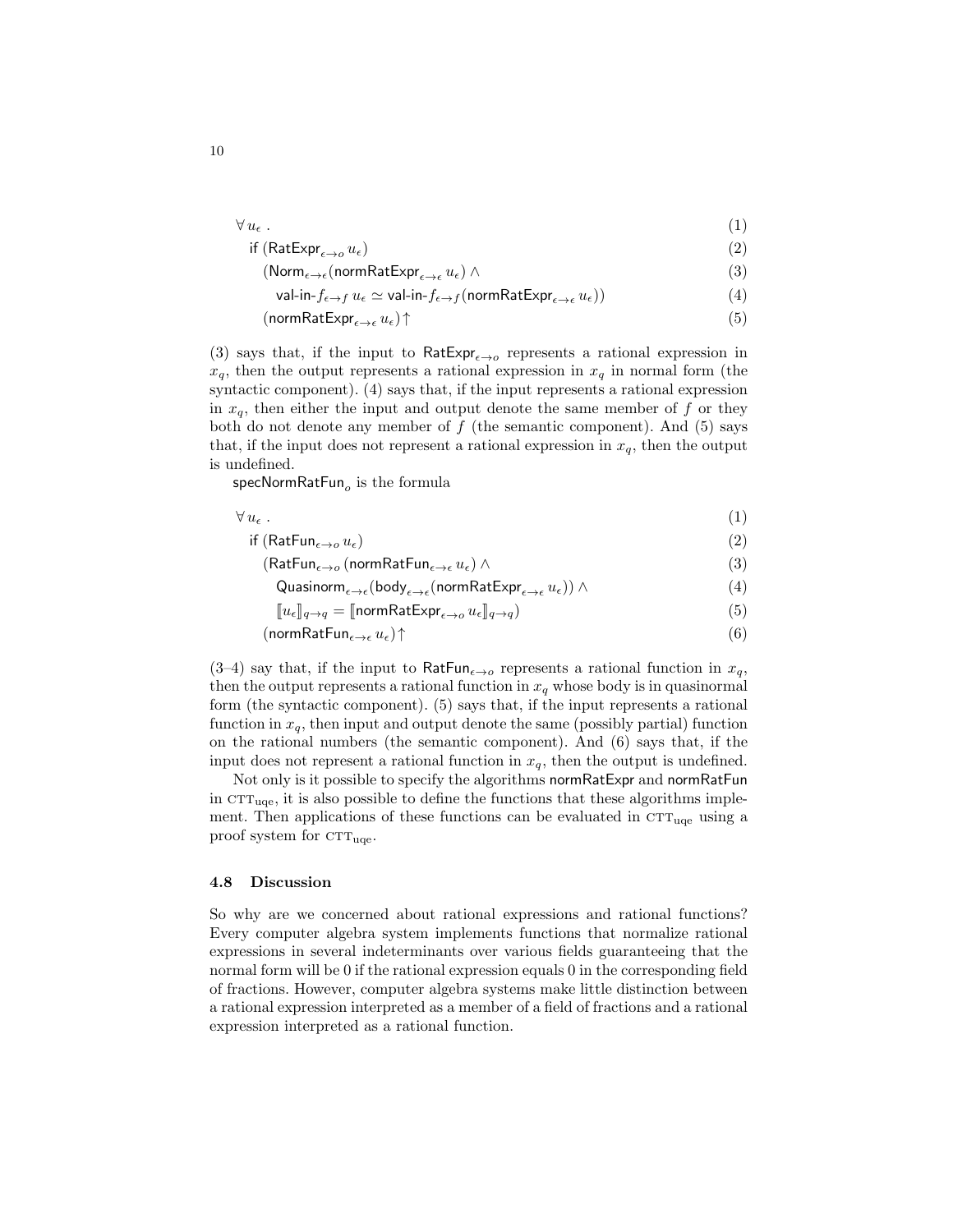$$
\begin{array}{ll}
\forall\, u_\epsilon\ . & (1)\\
\quad \text{if}\ (\mathsf{RatExpr}_{\epsilon\to o}\, u_\epsilon) & (2)\\
\quad\quad (\mathsf{Norm}_{\epsilon\to\epsilon}(\mathsf{normRatExpr}_{\epsilon\to\epsilon}\, u_\epsilon) \wedge & (3)\\
\quad\quad\quad \mathsf{val\text{-}in\text{-}}f_{\epsilon\to f}\, u_\epsilon \simeq \mathsf{val\text{-}in\text{-}}f_{\epsilon\to f}(\mathsf{normRatExpr}_{\epsilon\to\epsilon}\, u_\epsilon)) & (4)\\
\quad\quad (\mathsf{normRatExpr}_{\epsilon\to\epsilon}\, u_\epsilon)\!\uparrow & (5)
\end{array}
$$

(3) says that, if the input to $\mathsf{RatExpr}_{\epsilon\to o}$ represents a rational expression in $x_q$, then the output represents a rational expression in $x_q$ in normal form (the syntactic component). (4) says that, if the input represents a rational expression in $x_q$, then either the input and output denote the same member of $f$ or they both do not denote any member of $f$ (the semantic component). And (5) says that, if the input does not represent a rational expression in $x_q$, then the output is undefined.

$\mathsf{specNormRatFun}_o$ is the formula

$$
\begin{array}{ll}
\forall\, u_\epsilon\ . & (1)\\
\quad \text{if}\ (\mathsf{RatFun}_{\epsilon\to o}\, u_\epsilon) & (2)\\
\quad\quad (\mathsf{RatFun}_{\epsilon\to o}\,(\mathsf{normRatFun}_{\epsilon\to\epsilon}\, u_\epsilon) \wedge & (3)\\
\quad\quad\quad \mathsf{Quasinorm}_{\epsilon\to\epsilon}(\mathsf{body}_{\epsilon\to\epsilon}(\mathsf{normRatExpr}_{\epsilon\to\epsilon}\, u_\epsilon)) \wedge & (4)\\
\quad\quad\quad [\![u_\epsilon]\!]_{q\to q} = [\![\mathsf{normRatExpr}_{\epsilon\to o}\, u_\epsilon]\!]_{q\to q}) & (5)\\
\quad\quad (\mathsf{normRatFun}_{\epsilon\to\epsilon}\, u_\epsilon)\!\uparrow & (6)
\end{array}
$$

(3–4) say that, if the input to $\mathsf{RatFun}_{\epsilon\to o}$ represents a rational function in $x_q$, then the output represents a rational function in $x_q$ whose body is in quasinormal form (the syntactic component). (5) says that, if the input represents a rational function in $x_q$, then input and output denote the same (possibly partial) function on the rational numbers (the semantic component). And (6) says that, if the input does not represent a rational function in $x_q$, then the output is undefined.

Not only is it possible to specify the algorithms normRatExpr and normRatFun in $\textsc{ctt}_{\text{uqe}}$, it is also possible to define the functions that these algorithms implement. Then applications of these functions can be evaluated in $\textsc{ctt}_{\text{uqe}}$ using a proof system for $\textsc{ctt}_{\text{uqe}}$.

### 4.8 Discussion

So why are we concerned about rational expressions and rational functions? Every computer algebra system implements functions that normalize rational expressions in several indeterminants over various fields guaranteeing that the normal form will be 0 if the rational expression equals 0 in the corresponding field of fractions. However, computer algebra systems make little distinction between a rational expression interpreted as a member of a field of fractions and a rational expression interpreted as a rational function.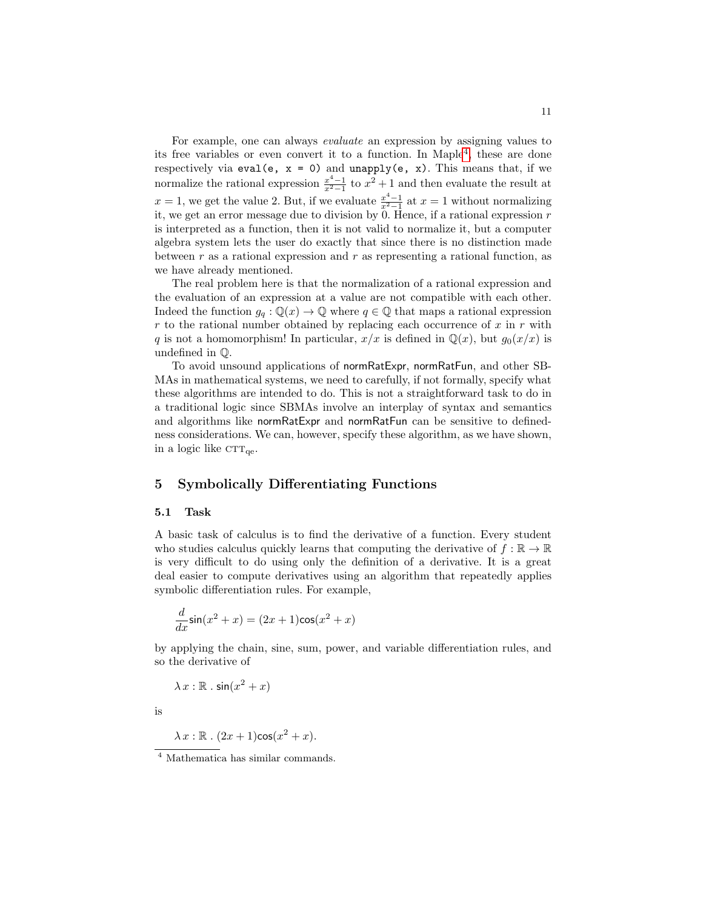For example, one can always *evaluate* an expression by assigning values to its free variables or even convert it to a function. In Maple[4], these are done respectively via `eval(e, x = 0)` and `unapply(e, x)`. This means that, if we normalize the rational expression $\frac{x^4-1}{x^2-1}$ to $x^2+1$ and then evaluate the result at $x = 1$, we get the value 2. But, if we evaluate $\frac{x^4-1}{x^2-1}$ at $x = 1$ without normalizing it, we get an error message due to division by 0. Hence, if a rational expression $r$ is interpreted as a function, then it is not valid to normalize it, but a computer algebra system lets the user do exactly that since there is no distinction made between $r$ as a rational expression and $r$ as representing a rational function, as we have already mentioned.

The real problem here is that the normalization of a rational expression and the evaluation of an expression at a value are not compatible with each other. Indeed the function $g_q : \mathbb{Q}(x) \to \mathbb{Q}$ where $q \in \mathbb{Q}$ that maps a rational expression $r$ to the rational number obtained by replacing each occurrence of $x$ in $r$ with $q$ is not a homomorphism! In particular, $x/x$ is defined in $\mathbb{Q}(x)$, but $g_0(x/x)$ is undefined in $\mathbb{Q}$.

To avoid unsound applications of normRatExpr, normRatFun, and other SBMAs in mathematical systems, we need to carefully, if not formally, specify what these algorithms are intended to do. This is not a straightforward task to do in a traditional logic since SBMAs involve an interplay of syntax and semantics and algorithms like normRatExpr and normRatFun can be sensitive to definedness considerations. We can, however, specify these algorithm, as we have shown, in a logic like $\textsc{ctt}_{\mathrm{qe}}$.

## 5 Symbolically Differentiating Functions

### 5.1 Task

A basic task of calculus is to find the derivative of a function. Every student who studies calculus quickly learns that computing the derivative of $f : \mathbb{R} \to \mathbb{R}$ is very difficult to do using only the definition of a derivative. It is a great deal easier to compute derivatives using an algorithm that repeatedly applies symbolic differentiation rules. For example,

$$\frac{d}{dx}\mathsf{sin}(x^2 + x) = (2x + 1)\mathsf{cos}(x^2 + x)$$

by applying the chain, sine, sum, power, and variable differentiation rules, and so the derivative of

$$\lambda\, x : \mathbb{R} \,.\, \mathsf{sin}(x^2 + x)$$

is

$$\lambda\, x : \mathbb{R} \,.\, (2x + 1)\mathsf{cos}(x^2 + x).$$

[4] Mathematica has similar commands.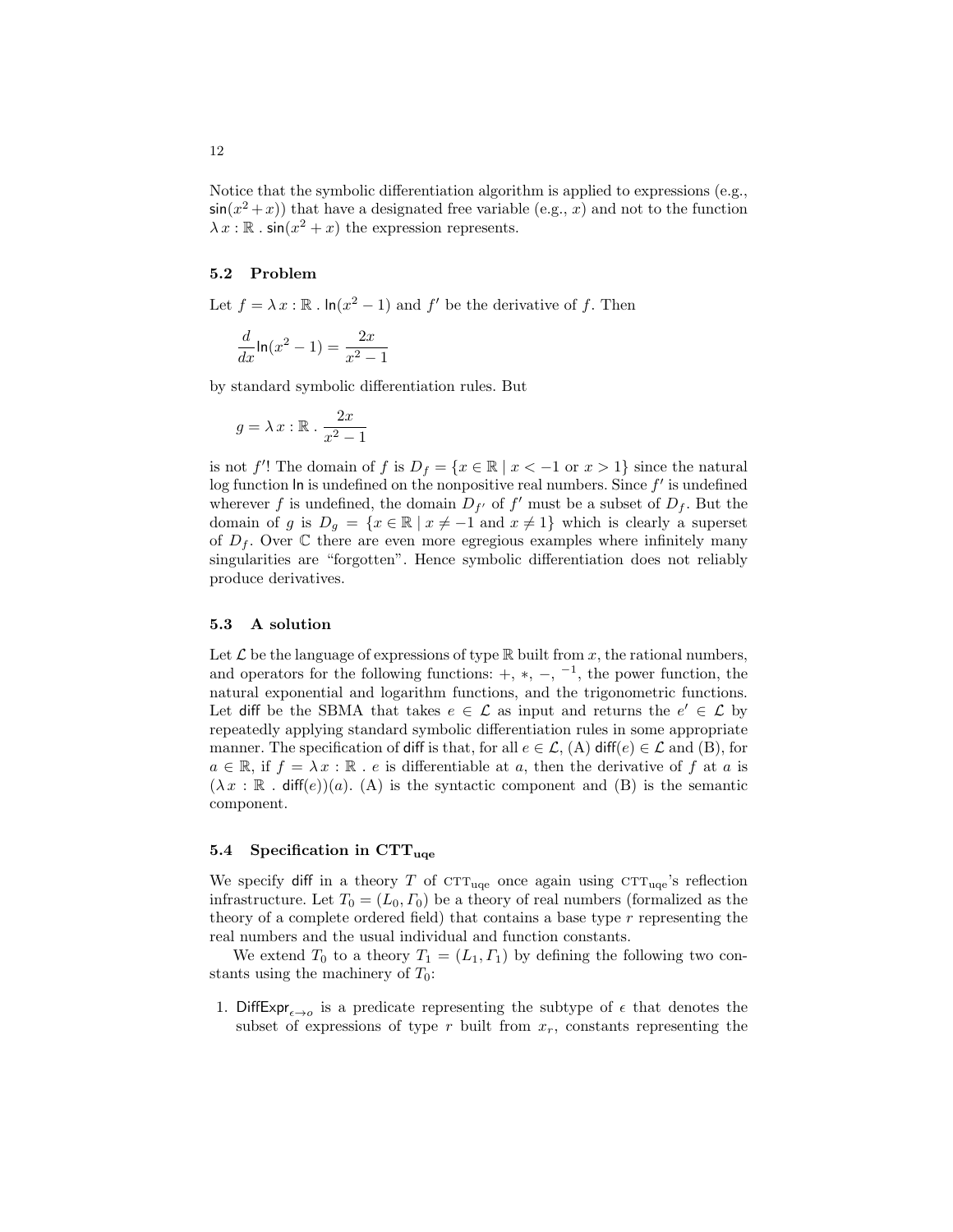Notice that the symbolic differentiation algorithm is applied to expressions (e.g., $\mathsf{sin}(x^2+x)$) that have a designated free variable (e.g., $x$) and not to the function $\lambda\, x : \mathbb{R}\, .\, \mathsf{sin}(x^2 + x)$ the expression represents.

### 5.2 Problem

Let $f = \lambda\, x : \mathbb{R}\, .\, \mathsf{ln}(x^2 - 1)$ and $f'$ be the derivative of $f$. Then

$$\frac{d}{dx}\mathsf{ln}(x^2 - 1) = \frac{2x}{x^2 - 1}$$

by standard symbolic differentiation rules. But

$$g = \lambda\, x : \mathbb{R}\, .\, \frac{2x}{x^2 - 1}$$

is not $f'$! The domain of $f$ is $D_f = \{x \in \mathbb{R} \mid x < -1 \text{ or } x > 1\}$ since the natural log function $\mathsf{ln}$ is undefined on the nonpositive real numbers. Since $f'$ is undefined wherever $f$ is undefined, the domain $D_{f'}$ of $f'$ must be a subset of $D_f$. But the domain of $g$ is $D_g = \{x \in \mathbb{R} \mid x \neq -1 \text{ and } x \neq 1\}$ which is clearly a superset of $D_f$. Over $\mathbb{C}$ there are even more egregious examples where infinitely many singularities are "forgotten". Hence symbolic differentiation does not reliably produce derivatives.

### 5.3 A solution

Let $\mathcal{L}$ be the language of expressions of type $\mathbb{R}$ built from $x$, the rational numbers, and operators for the following functions: $+$, $*$, $-$, $^{-1}$, the power function, the natural exponential and logarithm functions, and the trigonometric functions. Let $\mathsf{diff}$ be the SBMA that takes $e \in \mathcal{L}$ as input and returns the $e' \in \mathcal{L}$ by repeatedly applying standard symbolic differentiation rules in some appropriate manner. The specification of $\mathsf{diff}$ is that, for all $e \in \mathcal{L}$, (A) $\mathsf{diff}(e) \in \mathcal{L}$ and (B), for $a \in \mathbb{R}$, if $f = \lambda\, x : \mathbb{R}\, .\, e$ is differentiable at $a$, then the derivative of $f$ at $a$ is $(\lambda\, x : \mathbb{R}\, .\, \mathsf{diff}(e))(a)$. (A) is the syntactic component and (B) is the semantic component.

### 5.4 Specification in $\mathbf{CTT_{uqe}}$

We specify $\mathsf{diff}$ in a theory $T$ of $\text{CTT}_{\text{uqe}}$ once again using $\text{CTT}_{\text{uqe}}$'s reflection infrastructure. Let $T_0 = (L_0, \Gamma_0)$ be a theory of real numbers (formalized as the theory of a complete ordered field) that contains a base type $r$ representing the real numbers and the usual individual and function constants.

We extend $T_0$ to a theory $T_1 = (L_1, \Gamma_1)$ by defining the following two constants using the machinery of $T_0$:

1. $\mathsf{DiffExpr}_{\epsilon \to o}$ is a predicate representing the subtype of $\epsilon$ that denotes the subset of expressions of type $r$ built from $x_r$, constants representing the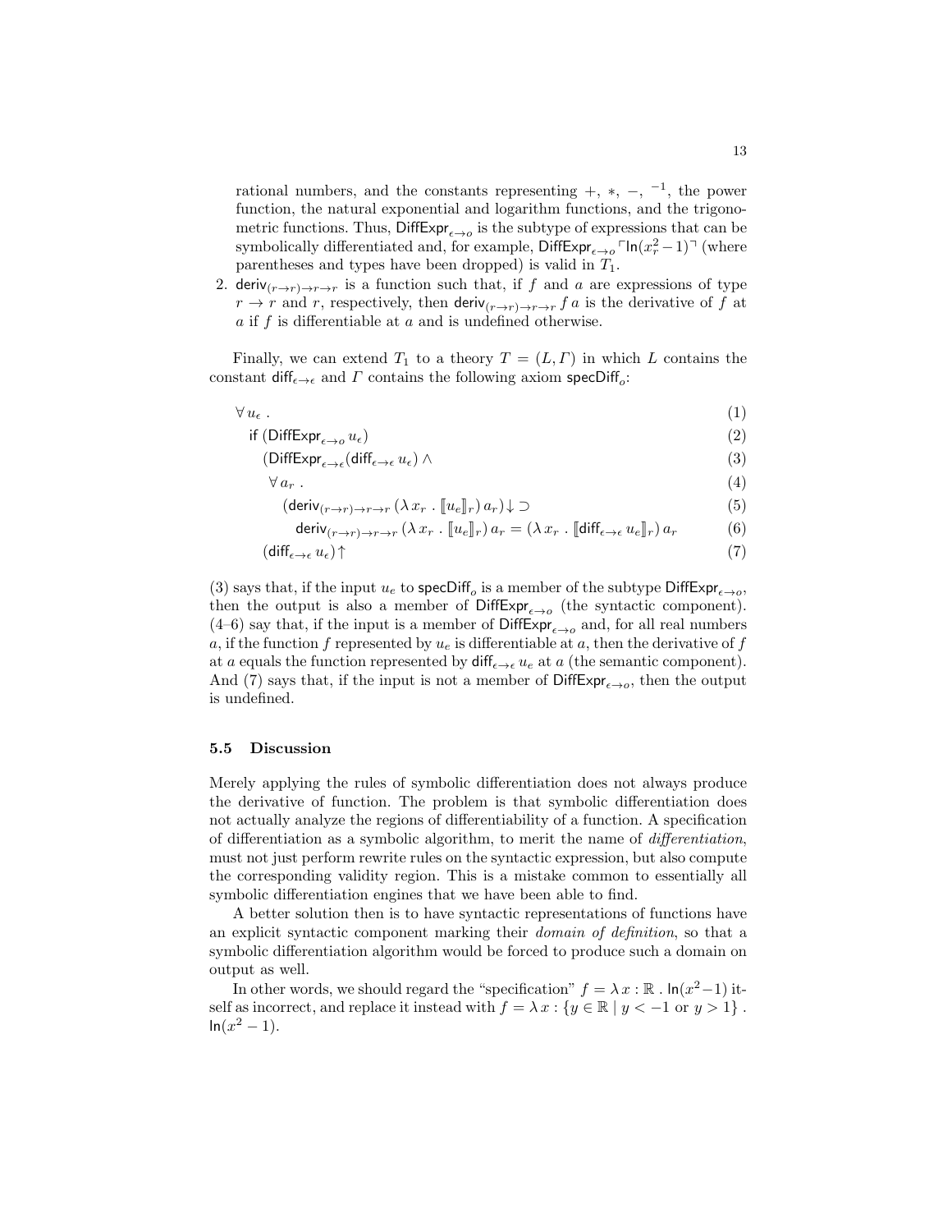rational numbers, and the constants representing $+$, $*$, $-$, $^{-1}$, the power function, the natural exponential and logarithm functions, and the trigonometric functions. Thus, $\mathsf{DiffExpr}_{\epsilon\to o}$ is the subtype of expressions that can be symbolically differentiated and, for example, $\mathsf{DiffExpr}_{\epsilon\to o}\ulcorner\mathsf{ln}(x_r^2 - 1)\urcorner$ (where parentheses and types have been dropped) is valid in $T_1$.

2. $\mathsf{deriv}_{(r\to r)\to r\to r}$ is a function such that, if $f$ and $a$ are expressions of type $r \to r$ and $r$, respectively, then $\mathsf{deriv}_{(r\to r)\to r\to r}\, f\, a$ is the derivative of $f$ at $a$ if $f$ is differentiable at $a$ and is undefined otherwise.

Finally, we can extend $T_1$ to a theory $T = (L, \Gamma)$ in which $L$ contains the constant $\mathsf{diff}_{\epsilon\to\epsilon}$ and $\Gamma$ contains the following axiom $\mathsf{specDiff}_o$:

$$
\begin{aligned}
&\forall\, u_\epsilon\ . && (1)\\
&\quad \mathsf{if}\ (\mathsf{DiffExpr}_{\epsilon\to o}\, u_\epsilon) && (2)\\
&\qquad (\mathsf{DiffExpr}_{\epsilon\to\epsilon}(\mathsf{diff}_{\epsilon\to\epsilon}\, u_\epsilon) \wedge && (3)\\
&\qquad\ \forall\, a_r\ . && (4)\\
&\qquad\quad (\mathsf{deriv}_{(r\to r)\to r\to r}\,(\lambda\, x_r\ .\ [\![u_\epsilon]\!]_r)\, a_r)\downarrow\ \supset && (5)\\
&\qquad\qquad \mathsf{deriv}_{(r\to r)\to r\to r}\,(\lambda\, x_r\ .\ [\![u_\epsilon]\!]_r)\, a_r = (\lambda\, x_r\ .\ [\![\mathsf{diff}_{\epsilon\to\epsilon}\, u_\epsilon]\!]_r)\, a_r && (6)\\
&\qquad (\mathsf{diff}_{\epsilon\to\epsilon}\, u_\epsilon)\uparrow && (7)
\end{aligned}
$$

(3) says that, if the input $u_e$ to $\mathsf{specDiff}_o$ is a member of the subtype $\mathsf{DiffExpr}_{\epsilon\to o}$, then the output is also a member of $\mathsf{DiffExpr}_{\epsilon\to o}$ (the syntactic component). (4–6) say that, if the input is a member of $\mathsf{DiffExpr}_{\epsilon\to o}$ and, for all real numbers $a$, if the function $f$ represented by $u_e$ is differentiable at $a$, then the derivative of $f$ at $a$ equals the function represented by $\mathsf{diff}_{\epsilon\to\epsilon}\, u_e$ at $a$ (the semantic component). And (7) says that, if the input is not a member of $\mathsf{DiffExpr}_{\epsilon\to o}$, then the output is undefined.

### 5.5 Discussion

Merely applying the rules of symbolic differentiation does not always produce the derivative of function. The problem is that symbolic differentiation does not actually analyze the regions of differentiability of a function. A specification of differentiation as a symbolic algorithm, to merit the name of *differentiation*, must not just perform rewrite rules on the syntactic expression, but also compute the corresponding validity region. This is a mistake common to essentially all symbolic differentiation engines that we have been able to find.

A better solution then is to have syntactic representations of functions have an explicit syntactic component marking their *domain of definition*, so that a symbolic differentiation algorithm would be forced to produce such a domain on output as well.

In other words, we should regard the "specification" $f = \lambda\, x : \mathbb{R}\ .\ \mathsf{ln}(x^2-1)$ itself as incorrect, and replace it instead with $f = \lambda\, x : \{y \in \mathbb{R} \mid y < -1 \text{ or } y > 1\}\ .\ \mathsf{ln}(x^2 - 1)$.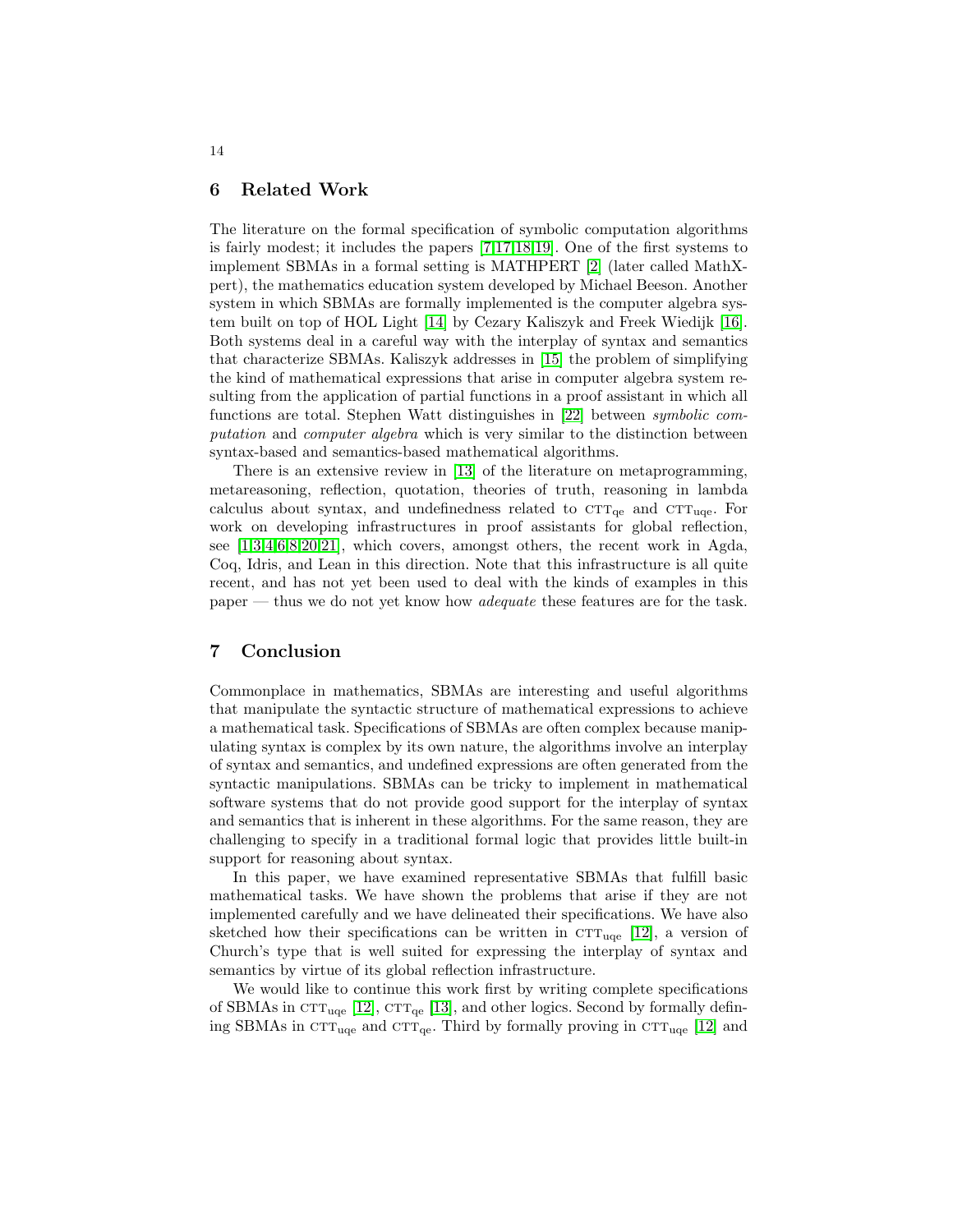## 6 Related Work

The literature on the formal specification of symbolic computation algorithms is fairly modest; it includes the papers [7,17,18,19]. One of the first systems to implement SBMAs in a formal setting is MATHPERT [2] (later called MathXpert), the mathematics education system developed by Michael Beeson. Another system in which SBMAs are formally implemented is the computer algebra system built on top of HOL Light [14] by Cezary Kaliszyk and Freek Wiedijk [16]. Both systems deal in a careful way with the interplay of syntax and semantics that characterize SBMAs. Kaliszyk addresses in [15] the problem of simplifying the kind of mathematical expressions that arise in computer algebra system resulting from the application of partial functions in a proof assistant in which all functions are total. Stephen Watt distinguishes in [22] between *symbolic computation* and *computer algebra* which is very similar to the distinction between syntax-based and semantics-based mathematical algorithms.

There is an extensive review in [13] of the literature on metaprogramming, metareasoning, reflection, quotation, theories of truth, reasoning in lambda calculus about syntax, and undefinedness related to $\text{CTT}_{\text{qe}}$ and $\text{CTT}_{\text{uqe}}$. For work on developing infrastructures in proof assistants for global reflection, see [1,3,4,6,8,20,21], which covers, amongst others, the recent work in Agda, Coq, Idris, and Lean in this direction. Note that this infrastructure is all quite recent, and has not yet been used to deal with the kinds of examples in this paper — thus we do not yet know how *adequate* these features are for the task.

## 7 Conclusion

Commonplace in mathematics, SBMAs are interesting and useful algorithms that manipulate the syntactic structure of mathematical expressions to achieve a mathematical task. Specifications of SBMAs are often complex because manipulating syntax is complex by its own nature, the algorithms involve an interplay of syntax and semantics, and undefined expressions are often generated from the syntactic manipulations. SBMAs can be tricky to implement in mathematical software systems that do not provide good support for the interplay of syntax and semantics that is inherent in these algorithms. For the same reason, they are challenging to specify in a traditional formal logic that provides little built-in support for reasoning about syntax.

In this paper, we have examined representative SBMAs that fulfill basic mathematical tasks. We have shown the problems that arise if they are not implemented carefully and we have delineated their specifications. We have also sketched how their specifications can be written in $\text{CTT}_{\text{uqe}}$ [12], a version of Church's type that is well suited for expressing the interplay of syntax and semantics by virtue of its global reflection infrastructure.

We would like to continue this work first by writing complete specifications of SBMAs in $\text{CTT}_{\text{uqe}}$ [12], $\text{CTT}_{\text{qe}}$ [13], and other logics. Second by formally defining SBMAs in $\text{CTT}_{\text{uqe}}$ and $\text{CTT}_{\text{qe}}$. Third by formally proving in $\text{CTT}_{\text{uqe}}$ [12] and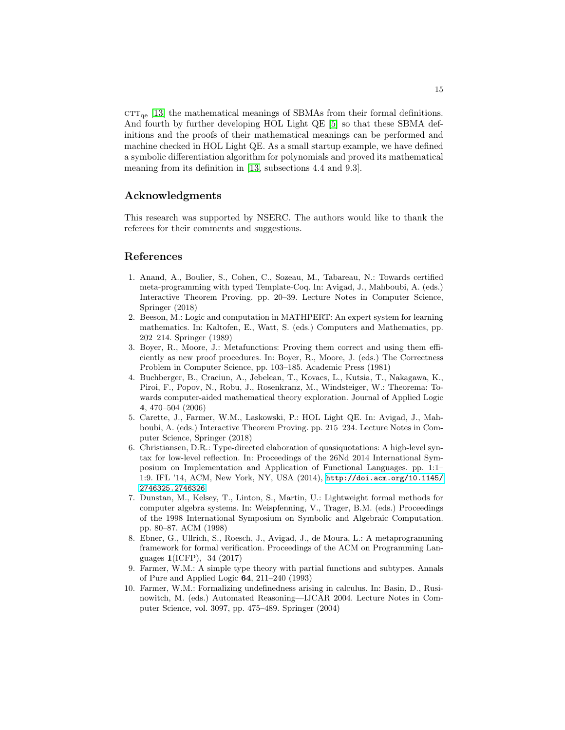$\text{CTT}_{\text{qe}}$ [13] the mathematical meanings of SBMAs from their formal definitions. And fourth by further developing HOL Light QE [5] so that these SBMA definitions and the proofs of their mathematical meanings can be performed and machine checked in HOL Light QE. As a small startup example, we have defined a symbolic differentiation algorithm for polynomials and proved its mathematical meaning from its definition in [13, subsections 4.4 and 9.3].

## Acknowledgments

This research was supported by NSERC. The authors would like to thank the referees for their comments and suggestions.

## References

1. Anand, A., Boulier, S., Cohen, C., Sozeau, M., Tabareau, N.: Towards certified meta-programming with typed Template-Coq. In: Avigad, J., Mahboubi, A. (eds.) Interactive Theorem Proving. pp. 20–39. Lecture Notes in Computer Science, Springer (2018)
2. Beeson, M.: Logic and computation in MATHPERT: An expert system for learning mathematics. In: Kaltofen, E., Watt, S. (eds.) Computers and Mathematics, pp. 202–214. Springer (1989)
3. Boyer, R., Moore, J.: Metafunctions: Proving them correct and using them efficiently as new proof procedures. In: Boyer, R., Moore, J. (eds.) The Correctness Problem in Computer Science, pp. 103–185. Academic Press (1981)
4. Buchberger, B., Craciun, A., Jebelean, T., Kovacs, L., Kutsia, T., Nakagawa, K., Piroi, F., Popov, N., Robu, J., Rosenkranz, M., Windsteiger, W.: Theorema: Towards computer-aided mathematical theory exploration. Journal of Applied Logic **4**, 470–504 (2006)
5. Carette, J., Farmer, W.M., Laskowski, P.: HOL Light QE. In: Avigad, J., Mahboubi, A. (eds.) Interactive Theorem Proving. pp. 215–234. Lecture Notes in Computer Science, Springer (2018)
6. Christiansen, D.R.: Type-directed elaboration of quasiquotations: A high-level syntax for low-level reflection. In: Proceedings of the 26Nd 2014 International Symposium on Implementation and Application of Functional Languages. pp. 1:1–1:9. IFL '14, ACM, New York, NY, USA (2014), http://doi.acm.org/10.1145/2746325.2746326
7. Dunstan, M., Kelsey, T., Linton, S., Martin, U.: Lightweight formal methods for computer algebra systems. In: Weispfenning, V., Trager, B.M. (eds.) Proceedings of the 1998 International Symposium on Symbolic and Algebraic Computation. pp. 80–87. ACM (1998)
8. Ebner, G., Ullrich, S., Roesch, J., Avigad, J., de Moura, L.: A metaprogramming framework for formal verification. Proceedings of the ACM on Programming Languages **1**(ICFP), 34 (2017)
9. Farmer, W.M.: A simple type theory with partial functions and subtypes. Annals of Pure and Applied Logic **64**, 211–240 (1993)
10. Farmer, W.M.: Formalizing undefinedness arising in calculus. In: Basin, D., Rusinowitch, M. (eds.) Automated Reasoning—IJCAR 2004. Lecture Notes in Computer Science, vol. 3097, pp. 475–489. Springer (2004)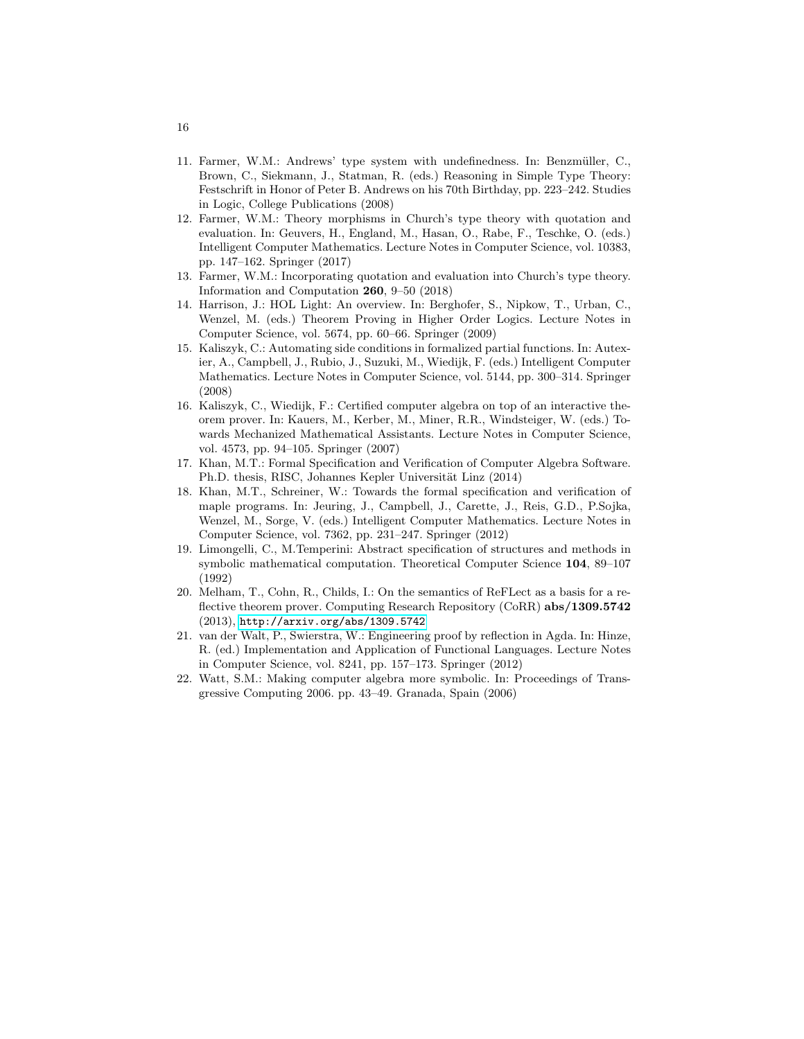11. Farmer, W.M.: Andrews' type system with undefinedness. In: Benzmüller, C., Brown, C., Siekmann, J., Statman, R. (eds.) Reasoning in Simple Type Theory: Festschrift in Honor of Peter B. Andrews on his 70th Birthday, pp. 223–242. Studies in Logic, College Publications (2008)
12. Farmer, W.M.: Theory morphisms in Church's type theory with quotation and evaluation. In: Geuvers, H., England, M., Hasan, O., Rabe, F., Teschke, O. (eds.) Intelligent Computer Mathematics. Lecture Notes in Computer Science, vol. 10383, pp. 147–162. Springer (2017)
13. Farmer, W.M.: Incorporating quotation and evaluation into Church's type theory. Information and Computation **260**, 9–50 (2018)
14. Harrison, J.: HOL Light: An overview. In: Berghofer, S., Nipkow, T., Urban, C., Wenzel, M. (eds.) Theorem Proving in Higher Order Logics. Lecture Notes in Computer Science, vol. 5674, pp. 60–66. Springer (2009)
15. Kaliszyk, C.: Automating side conditions in formalized partial functions. In: Autexier, A., Campbell, J., Rubio, J., Suzuki, M., Wiedijk, F. (eds.) Intelligent Computer Mathematics. Lecture Notes in Computer Science, vol. 5144, pp. 300–314. Springer (2008)
16. Kaliszyk, C., Wiedijk, F.: Certified computer algebra on top of an interactive theorem prover. In: Kauers, M., Kerber, M., Miner, R.R., Windsteiger, W. (eds.) Towards Mechanized Mathematical Assistants. Lecture Notes in Computer Science, vol. 4573, pp. 94–105. Springer (2007)
17. Khan, M.T.: Formal Specification and Verification of Computer Algebra Software. Ph.D. thesis, RISC, Johannes Kepler Universität Linz (2014)
18. Khan, M.T., Schreiner, W.: Towards the formal specification and verification of maple programs. In: Jeuring, J., Campbell, J., Carette, J., Reis, G.D., P.Sojka, Wenzel, M., Sorge, V. (eds.) Intelligent Computer Mathematics. Lecture Notes in Computer Science, vol. 7362, pp. 231–247. Springer (2012)
19. Limongelli, C., M.Temperini: Abstract specification of structures and methods in symbolic mathematical computation. Theoretical Computer Science **104**, 89–107 (1992)
20. Melham, T., Cohn, R., Childs, I.: On the semantics of ReFLect as a basis for a reflective theorem prover. Computing Research Repository (CoRR) **abs/1309.5742** (2013), `http://arxiv.org/abs/1309.5742`
21. van der Walt, P., Swierstra, W.: Engineering proof by reflection in Agda. In: Hinze, R. (ed.) Implementation and Application of Functional Languages. Lecture Notes in Computer Science, vol. 8241, pp. 157–173. Springer (2012)
22. Watt, S.M.: Making computer algebra more symbolic. In: Proceedings of Transgressive Computing 2006. pp. 43–49. Granada, Spain (2006)